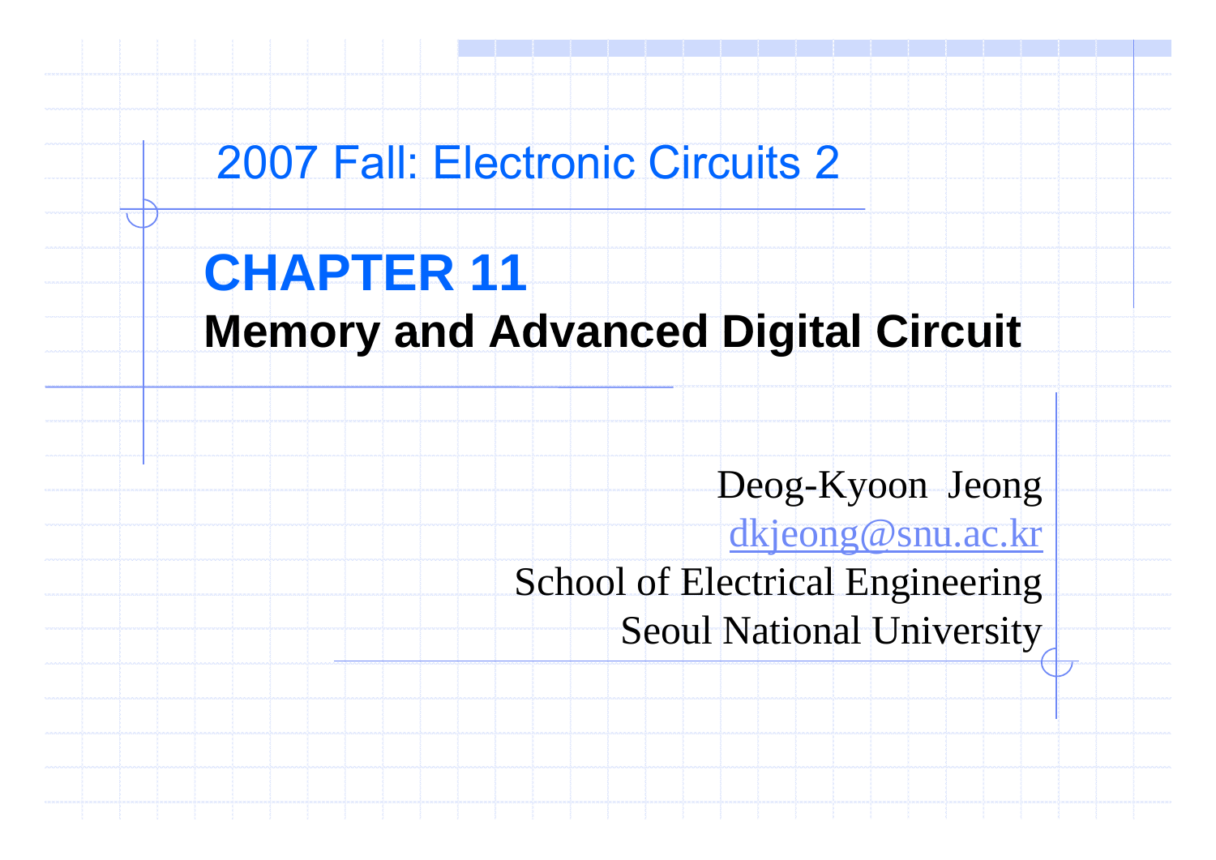2007 Fall: Electronic Circuits 2

# CHAPTER 11

## Memory and Advanced Digital Circuit

Deog-Kyoon Jeong

dkjeong@snu.ac.kr

School of Electrical Engineering

Seoul National University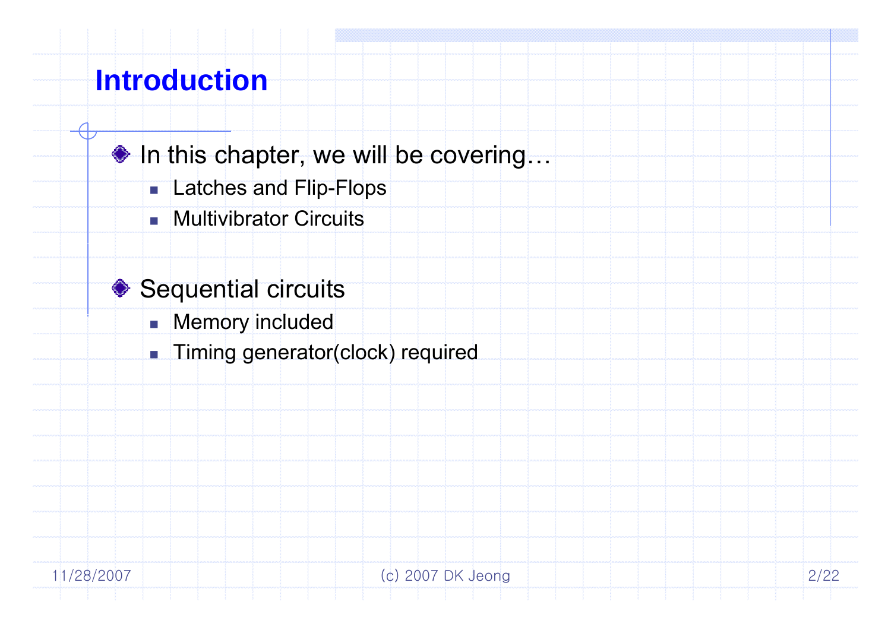# Introduction

- In this chapter, we will be covering…
  - Latches and Flip-Flops
  - Multivibrator Circuits

- Sequential circuits
  - Memory included
  - Timing generator(clock) required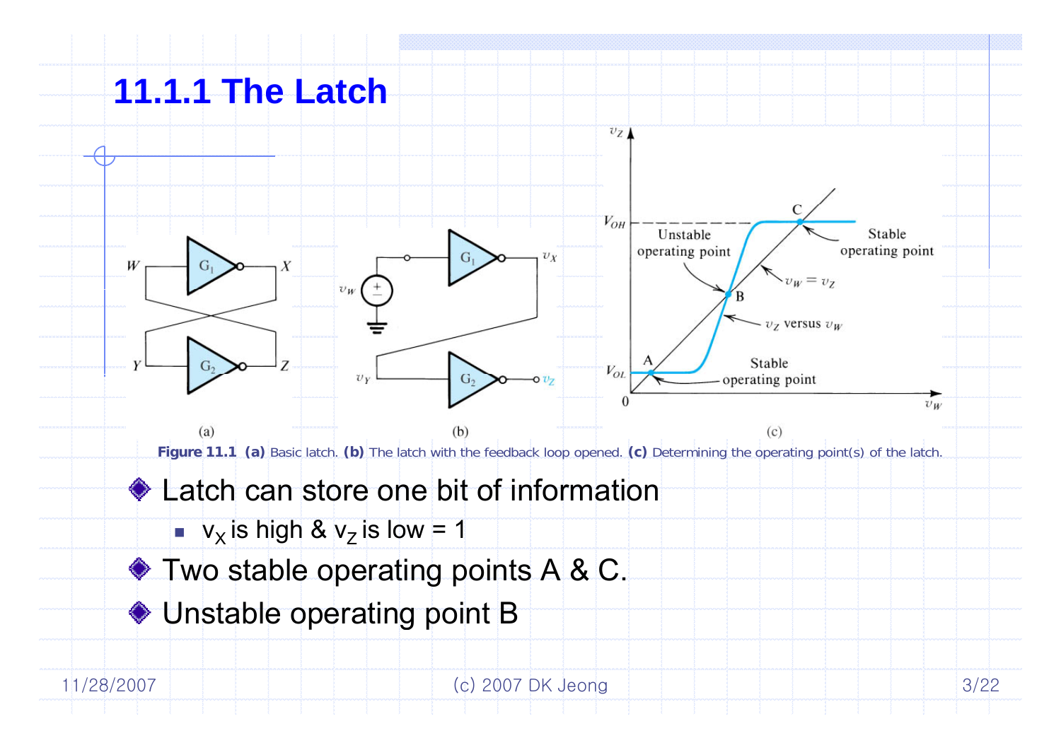# 11.1.1 The Latch

**Figure 11.1** **(a)** Basic latch. **(b)** The latch with the feedback loop opened. **(c)** Determining the operating point(s) of the latch.

- Latch can store one bit of information
  - $v_X$ is high & $v_Z$ is low = 1
- Two stable operating points A & C.
- Unstable operating point B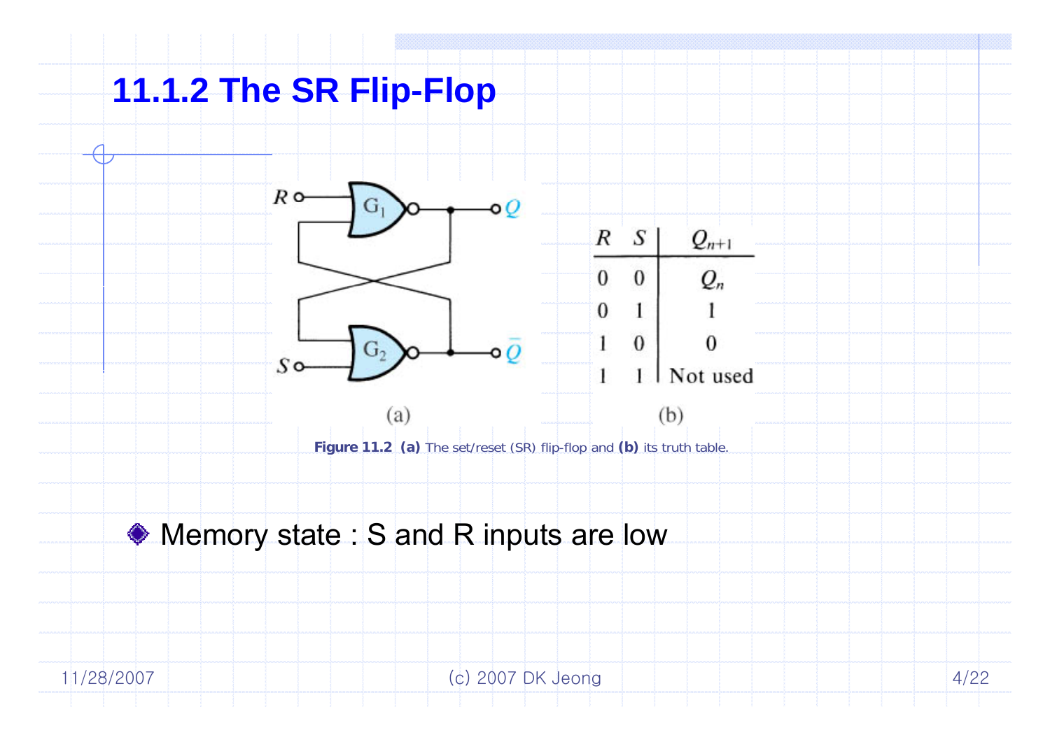# 11.1.2 The SR Flip-Flop

| $R$ | $S$ | $Q_{n+1}$ |
|---|---|---|
| 0 | 0 | $Q_n$ |
| 0 | 1 | 1 |
| 1 | 0 | 0 |
| 1 | 1 | Not used |

**Figure 11.2** **(a)** The set/reset (SR) flip-flop and **(b)** its truth table.

- Memory state : S and R inputs are low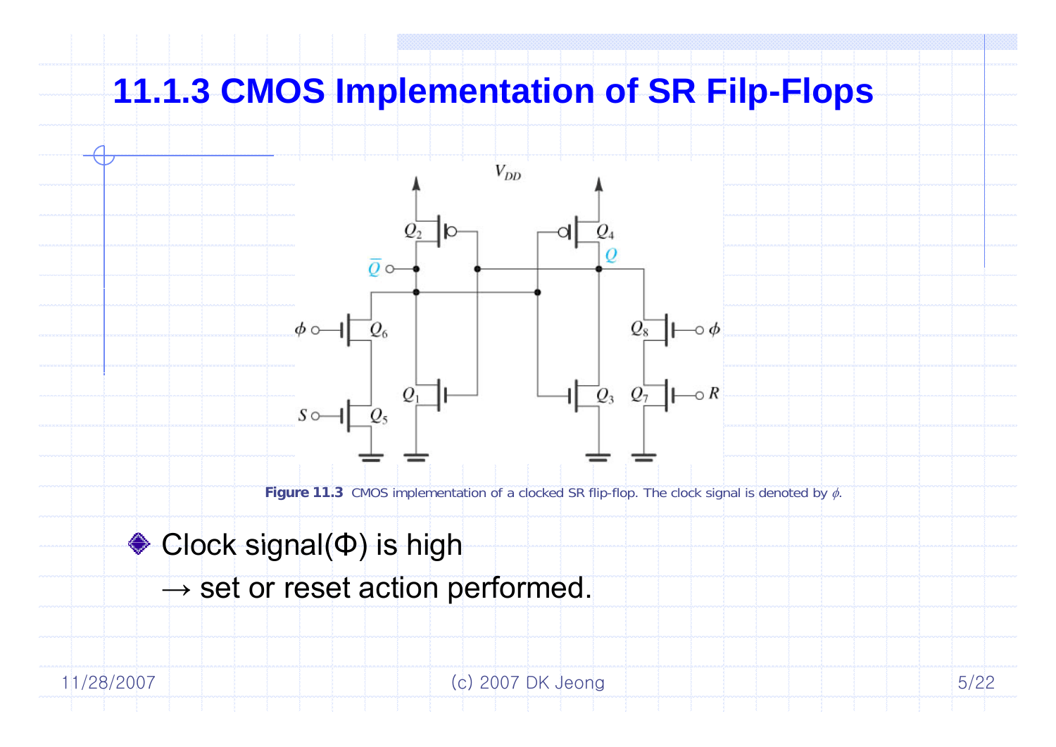# 11.1.3 CMOS Implementation of SR Filp-Flops

**Figure 11.3** CMOS implementation of a clocked SR flip-flop. The clock signal is denoted by $\phi$.

- Clock signal(Φ) is high
  → set or reset action performed.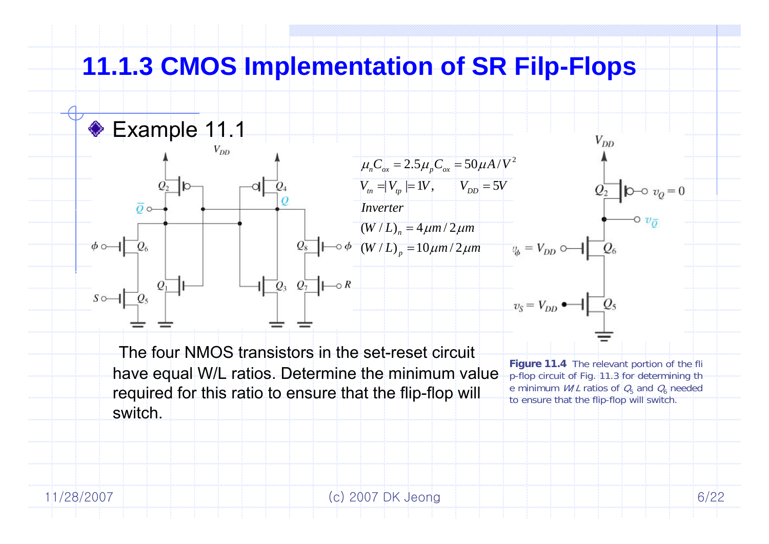# 11.1.3 CMOS Implementation of SR Filp-Flops

- Example 11.1

$$\mu_n C_{ox} = 2.5\mu_p C_{ox} = 50\mu A/V^2$$

$$V_{tn} = |V_{tp}| = 1V, \qquad V_{DD} = 5V$$

*Inverter*

$$(W/L)_n = 4\mu m/2\mu m$$

$$(W/L)_p = 10\mu m/2\mu m$$

The four NMOS transistors in the set-reset circuit have equal W/L ratios. Determine the minimum value required for this ratio to ensure that the flip-flop will switch.

**Figure 11.4** The relevant portion of the flip-flop circuit of Fig. 11.3 for determining the minimum $W/L$ ratios of $Q_5$ and $Q_6$ needed to ensure that the flip-flop will switch.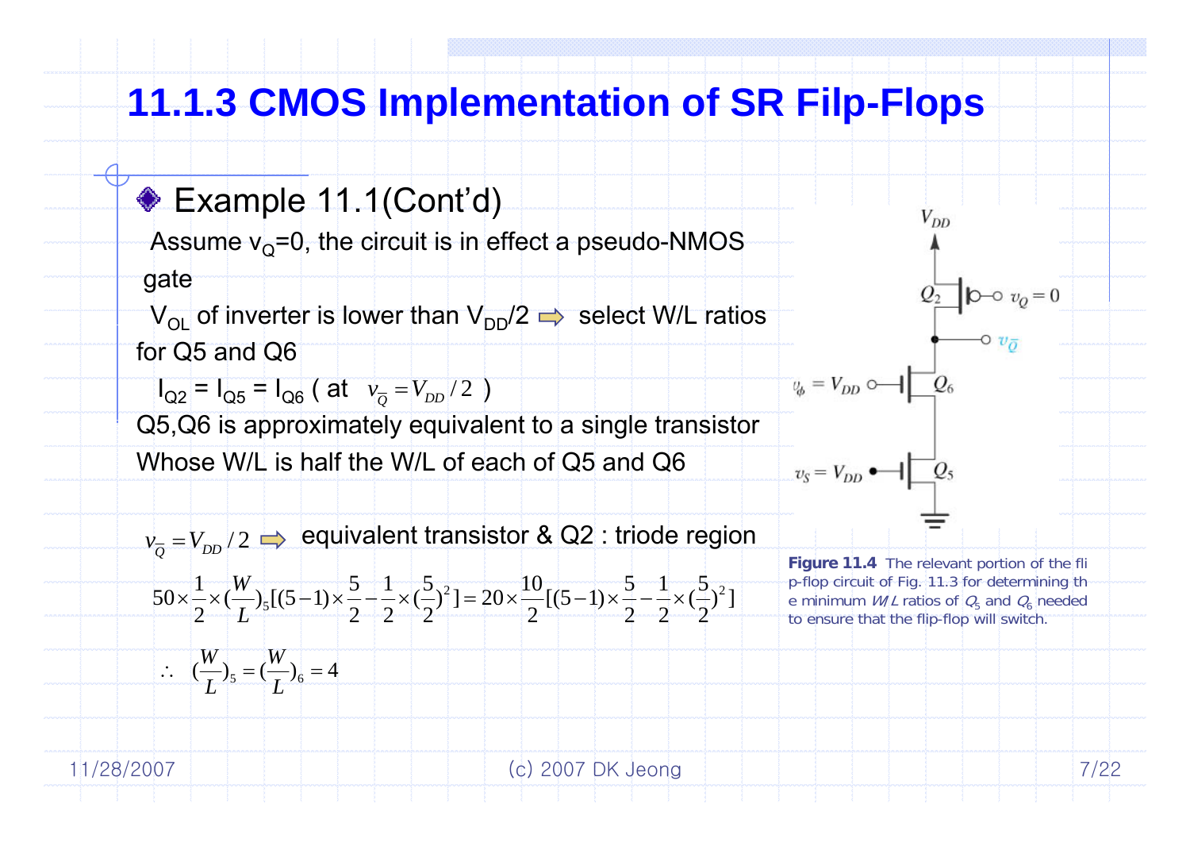# 11.1.3 CMOS Implementation of SR Filp-Flops

## Example 11.1(Cont'd)

Assume $v_Q$=0, the circuit is in effect a pseudo-NMOS gate

$V_{OL}$ of inverter is lower than $V_{DD}/2$ ⇨ select W/L ratios for Q5 and Q6

$I_{Q2} = I_{Q5} = I_{Q6}$ ( at $v_{\overline{Q}} = V_{DD}/2$ )

Q5,Q6 is approximately equivalent to a single transistor Whose W/L is half the W/L of each of Q5 and Q6

$v_{\overline{Q}} = V_{DD}/2$ ⇨ equivalent transistor & Q2 : triode region

$$50 \times \frac{1}{2} \times \left(\frac{W}{L}\right)_5 \left[(5-1) \times \frac{5}{2} - \frac{1}{2} \times \left(\frac{5}{2}\right)^2\right] = 20 \times \frac{10}{2}\left[(5-1) \times \frac{5}{2} - \frac{1}{2} \times \left(\frac{5}{2}\right)^2\right]$$

$$\therefore \quad \left(\frac{W}{L}\right)_5 = \left(\frac{W}{L}\right)_6 = 4$$

**Figure 11.4** The relevant portion of the flip-flop circuit of Fig. 11.3 for determining the minimum $W/L$ ratios of $Q_5$ and $Q_6$ needed to ensure that the flip-flop will switch.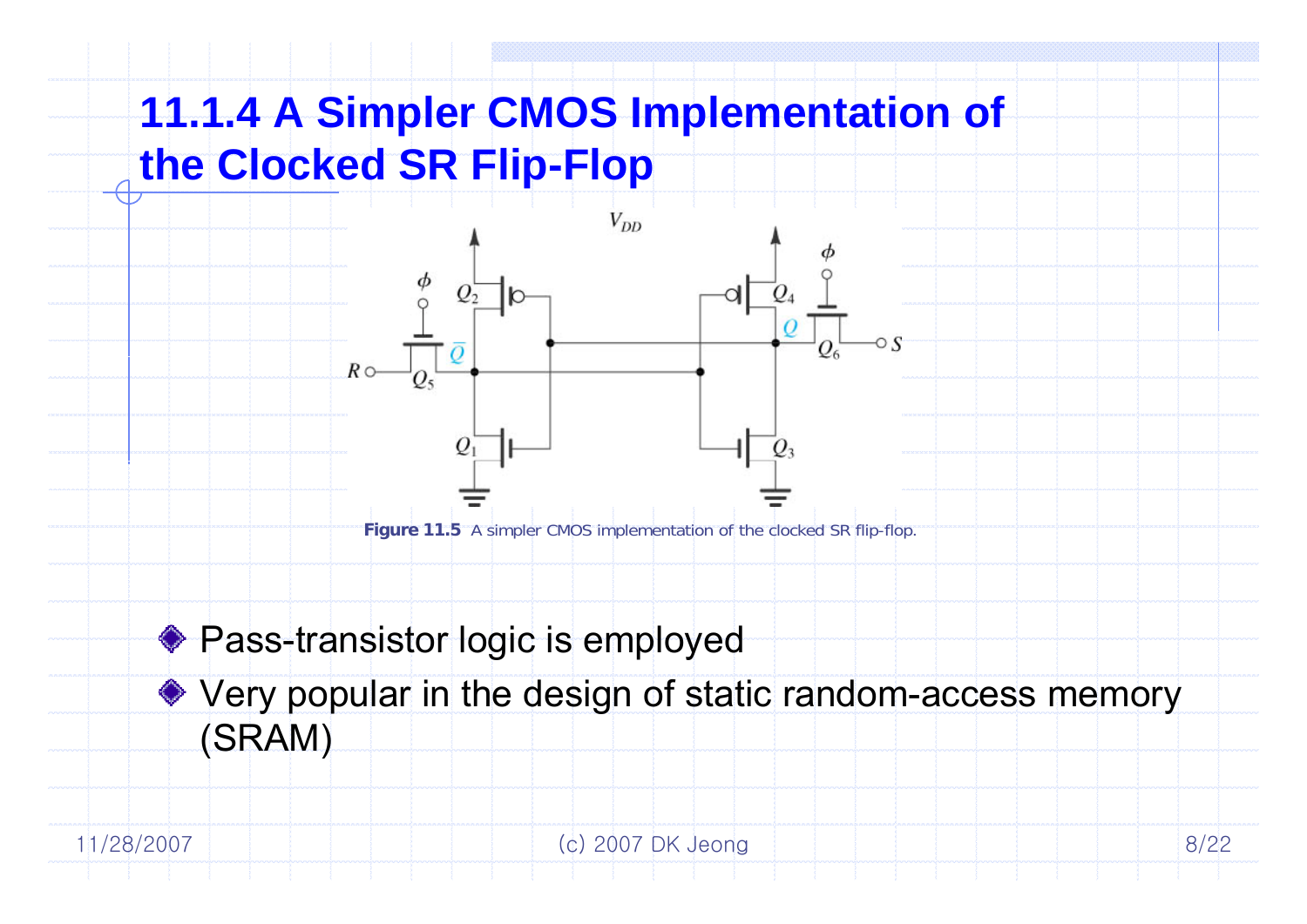# 11.1.4 A Simpler CMOS Implementation of the Clocked SR Flip-Flop

**Figure 11.5** A simpler CMOS implementation of the clocked SR flip-flop.

- Pass-transistor logic is employed
- Very popular in the design of static random-access memory (SRAM)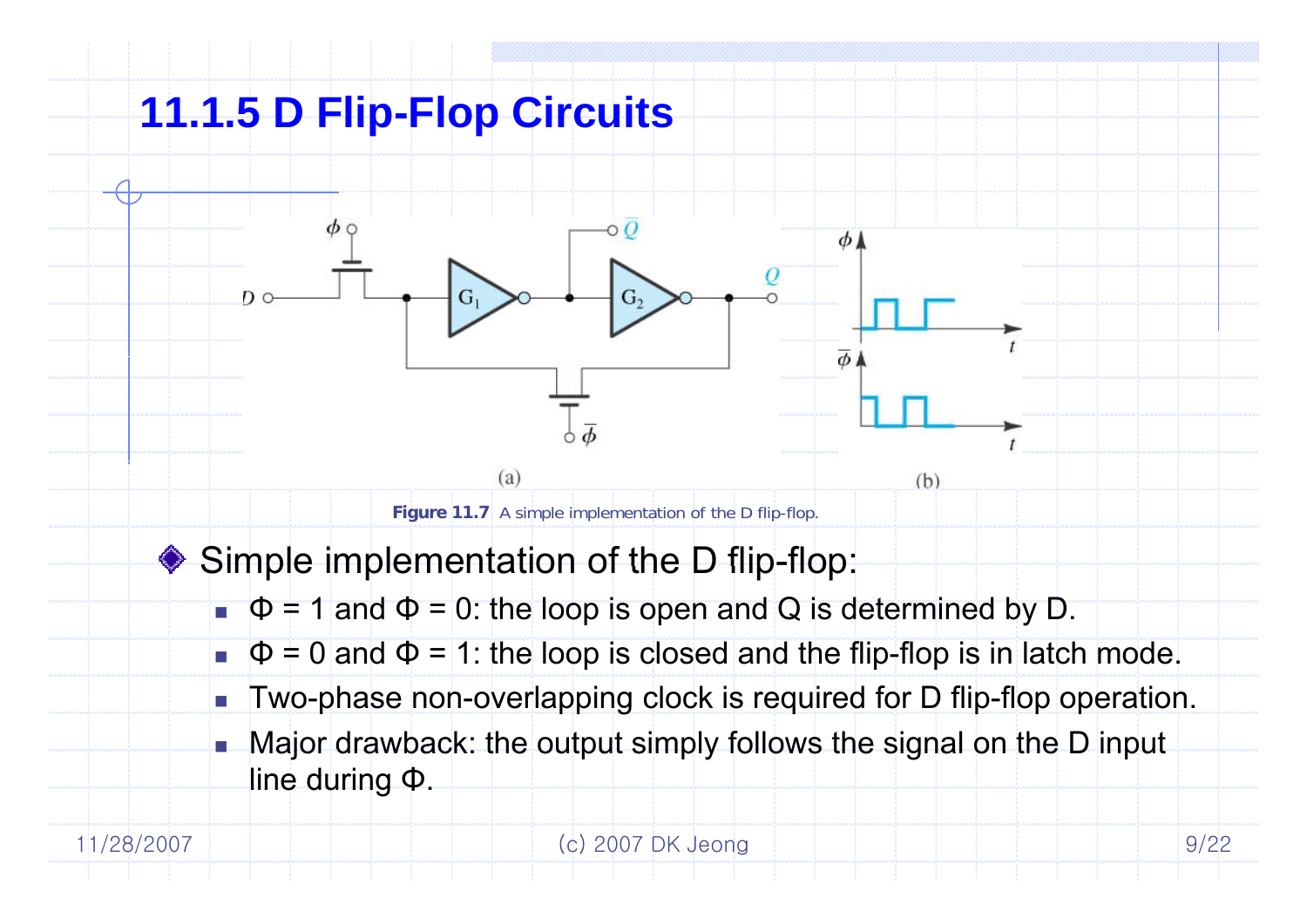# 11.1.5 D Flip-Flop Circuits

Figure 11.7 A simple implementation of the D flip-flop.

- Simple implementation of the D flip-flop:
  - Φ = 1 and Φ = 0: the loop is open and Q is determined by D.
  - Φ = 0 and Φ = 1: the loop is closed and the flip-flop is in latch mode.
  - Two-phase non-overlapping clock is required for D flip-flop operation.
  - Major drawback: the output simply follows the signal on the D input line during Φ.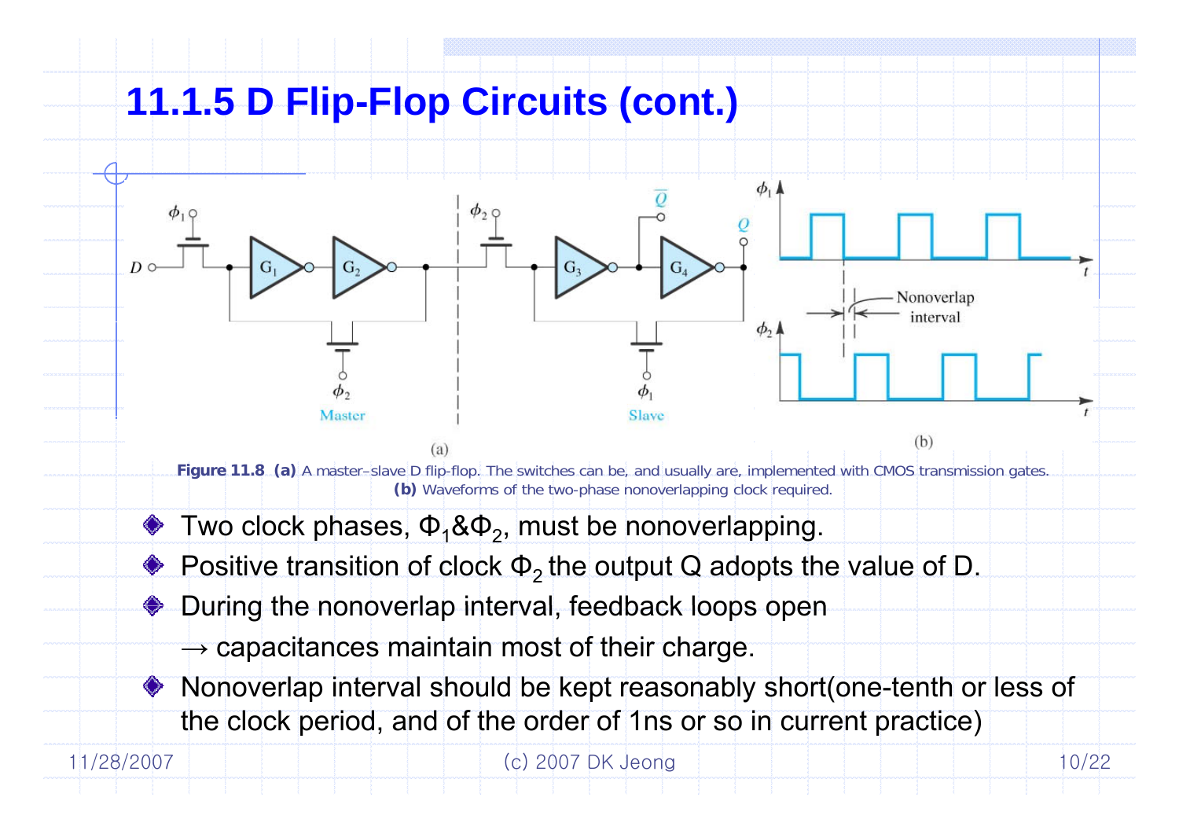# 11.1.5 D Flip-Flop Circuits (cont.)

**Figure 11.8** **(a)** A master–slave D flip-flop. The switches can be, and usually are, implemented with CMOS transmission gates. **(b)** Waveforms of the two-phase nonoverlapping clock required.

- Two clock phases, $\Phi_1$&$\Phi_2$, must be nonoverlapping.
- Positive transition of clock $\Phi_2$ the output Q adopts the value of D.
- During the nonoverlap interval, feedback loops open
  → capacitances maintain most of their charge.
- Nonoverlap interval should be kept reasonably short(one-tenth or less of the clock period, and of the order of 1ns or so in current practice)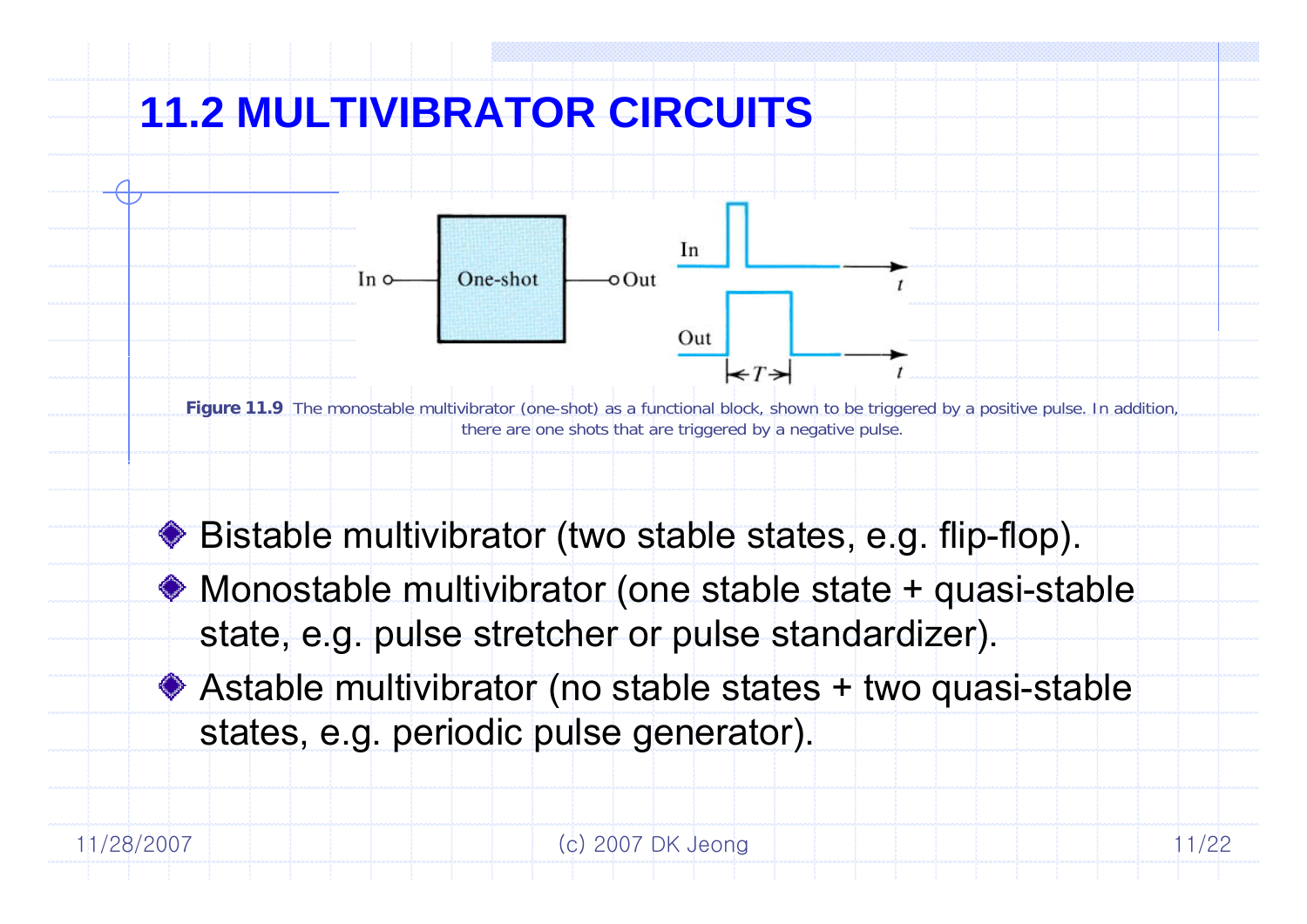# 11.2 MULTIVIBRATOR CIRCUITS

**Figure 11.9** The monostable multivibrator (one-shot) as a functional block, shown to be triggered by a positive pulse. In addition, there are one shots that are triggered by a negative pulse.

- Bistable multivibrator (two stable states, e.g. flip-flop).
- Monostable multivibrator (one stable state + quasi-stable state, e.g. pulse stretcher or pulse standardizer).
- Astable multivibrator (no stable states + two quasi-stable states, e.g. periodic pulse generator).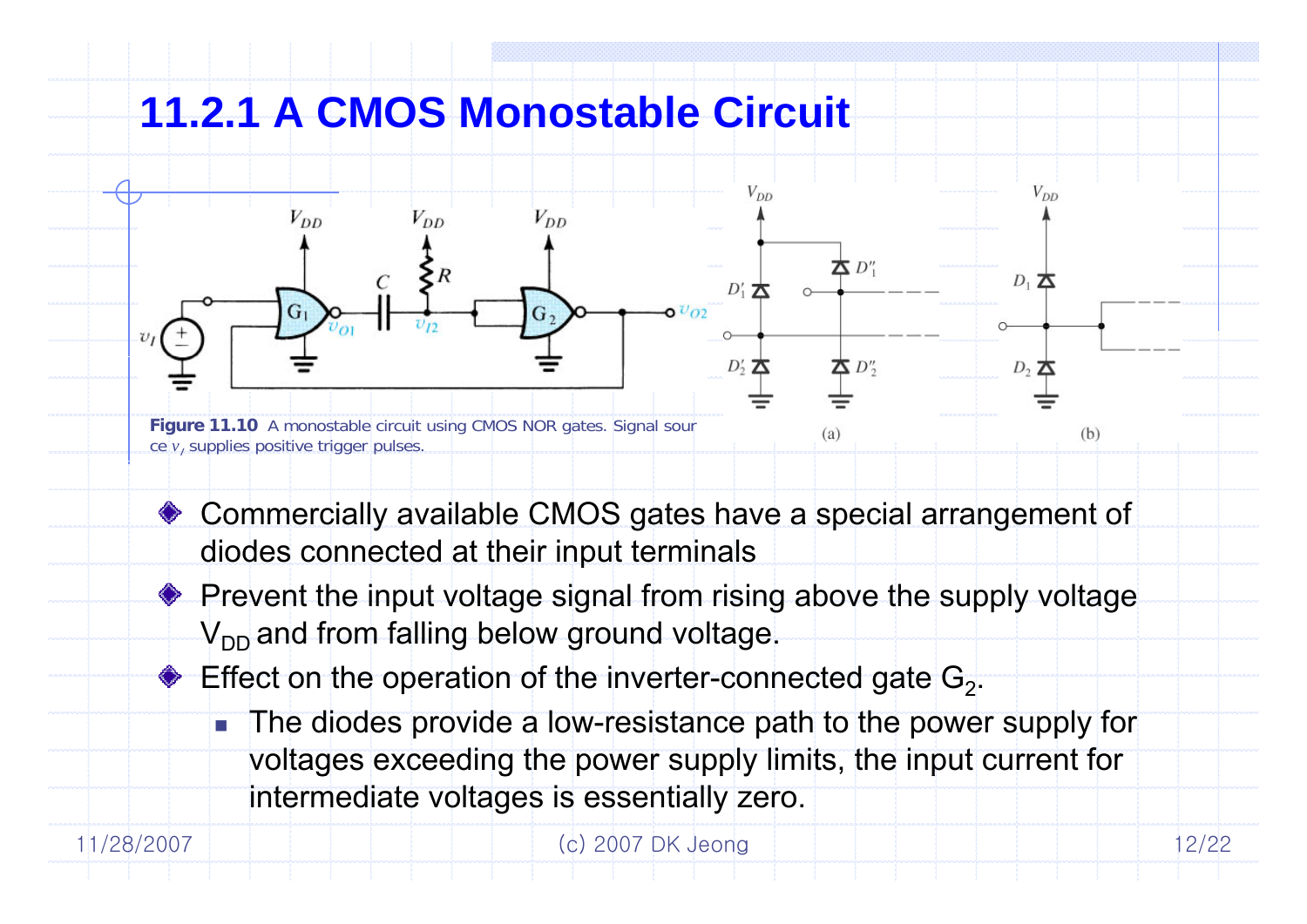# 11.2.1 A CMOS Monostable Circuit

**Figure 11.10** A monostable circuit using CMOS NOR gates. Signal source $v_I$ supplies positive trigger pulses.

(a)

(b)

- Commercially available CMOS gates have a special arrangement of diodes connected at their input terminals
- Prevent the input voltage signal from rising above the supply voltage $V_{DD}$ and from falling below ground voltage.
- Effect on the operation of the inverter-connected gate $G_2$.
  - The diodes provide a low-resistance path to the power supply for voltages exceeding the power supply limits, the input current for intermediate voltages is essentially zero.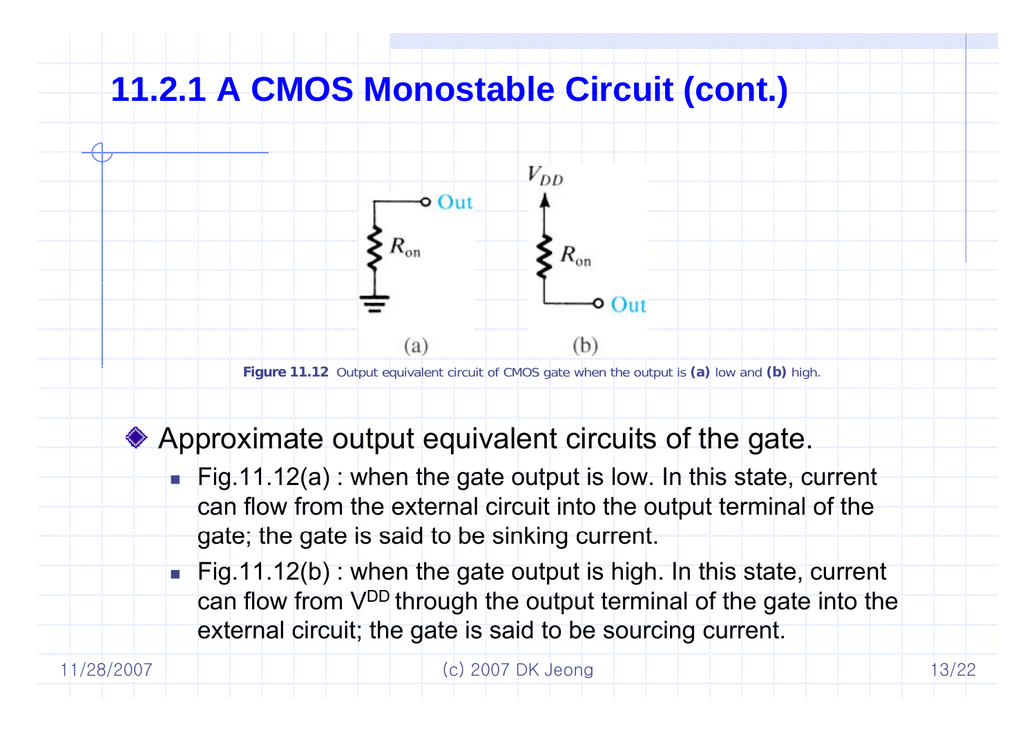# 11.2.1 A CMOS Monostable Circuit (cont.)

**Figure 11.12** Output equivalent circuit of CMOS gate when the output is **(a)** low and **(b)** high.

- Approximate output equivalent circuits of the gate.
  - Fig.11.12(a) : when the gate output is low. In this state, current can flow from the external circuit into the output terminal of the gate; the gate is said to be sinking current.
  - Fig.11.12(b) : when the gate output is high. In this state, current can flow from $V^{DD}$ through the output terminal of the gate into the external circuit; the gate is said to be sourcing current.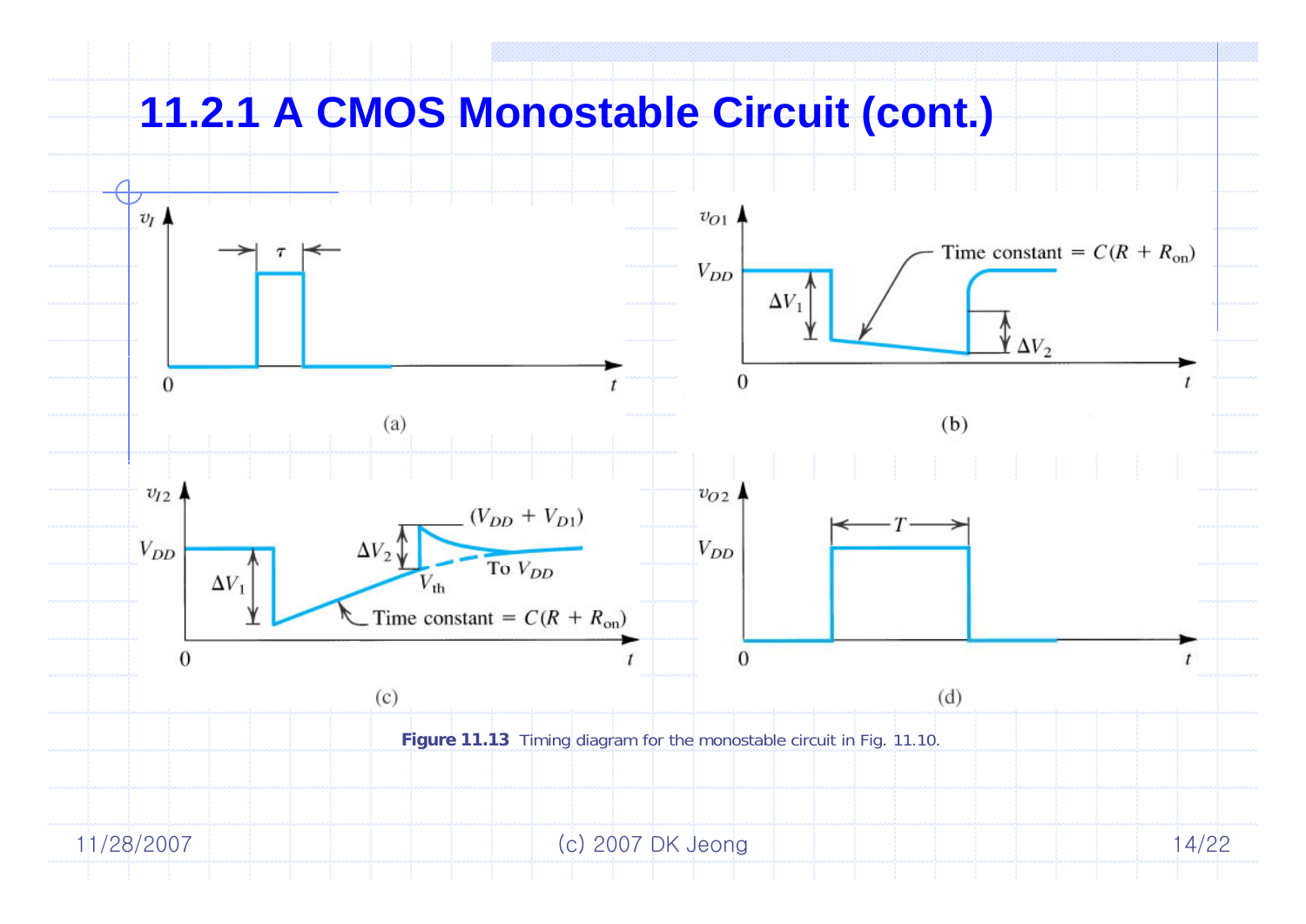# 11.2.1 A CMOS Monostable Circuit (cont.)

**Figure 11.13** Timing diagram for the monostable circuit in Fig. 11.10.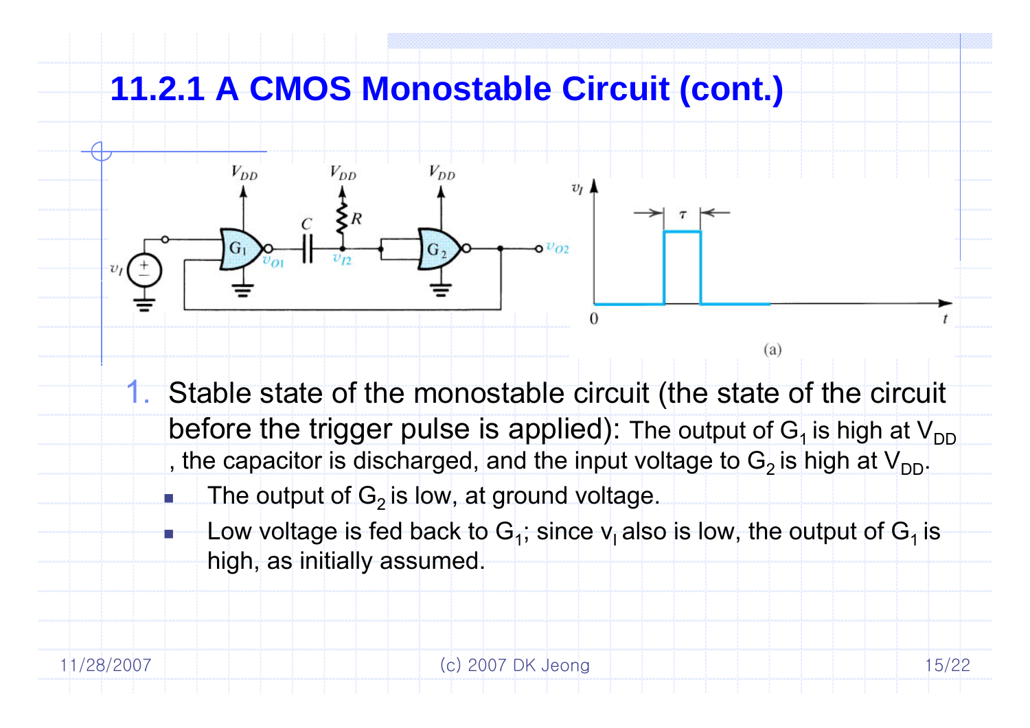# 11.2.1 A CMOS Monostable Circuit (cont.)

(a)

1. Stable state of the monostable circuit (the state of the circuit before the trigger pulse is applied): The output of $G_1$ is high at $V_{DD}$, the capacitor is discharged, and the input voltage to $G_2$ is high at $V_{DD}$.
   - The output of $G_2$ is low, at ground voltage.
   - Low voltage is fed back to $G_1$; since $v_I$ also is low, the output of $G_1$ is high, as initially assumed.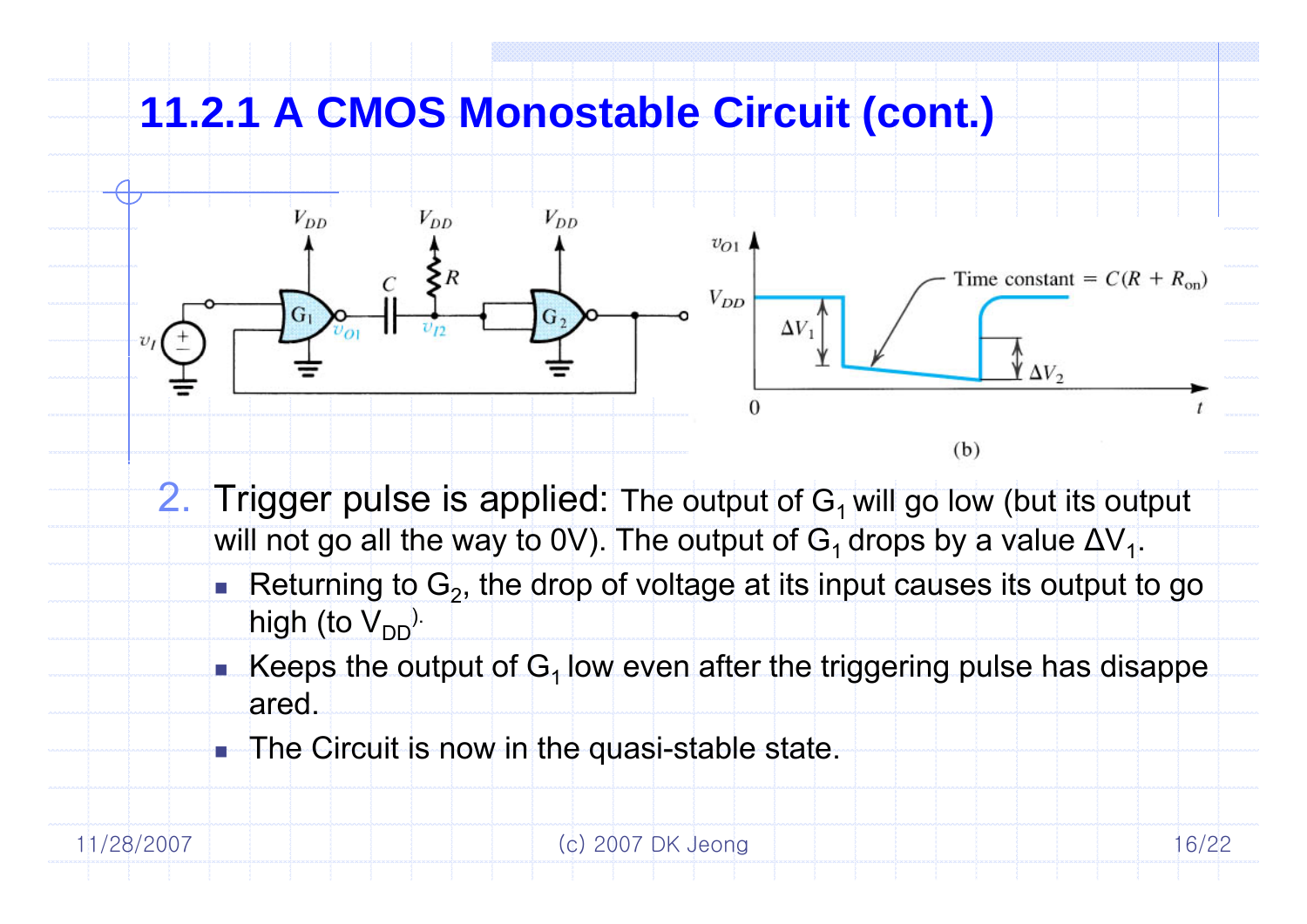# 11.2.1 A CMOS Monostable Circuit (cont.)

(b)

2. Trigger pulse is applied: The output of $G_1$ will go low (but its output will not go all the way to 0V). The output of $G_1$ drops by a value $\Delta V_1$.
   - Returning to $G_2$, the drop of voltage at its input causes its output to go high (to $V_{DD}$).
   - Keeps the output of $G_1$ low even after the triggering pulse has disappeared.
   - The Circuit is now in the quasi-stable state.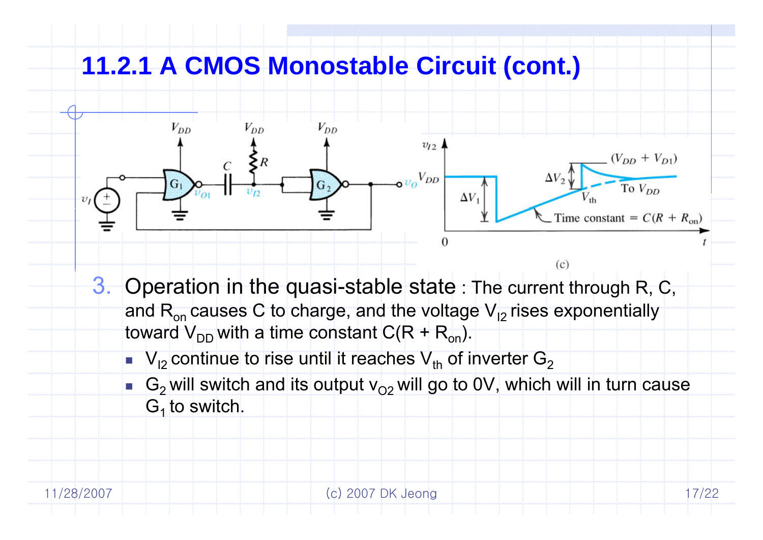# 11.2.1 A CMOS Monostable Circuit (cont.)

(c)

3. Operation in the quasi-stable state : The current through R, C, and $R_{on}$ causes C to charge, and the voltage $V_{I2}$ rises exponentially toward $V_{DD}$ with a time constant $C(R + R_{on})$.
   - $V_{I2}$ continue to rise until it reaches $V_{th}$ of inverter $G_2$
   - $G_2$ will switch and its output $v_{O2}$ will go to 0V, which will in turn cause $G_1$ to switch.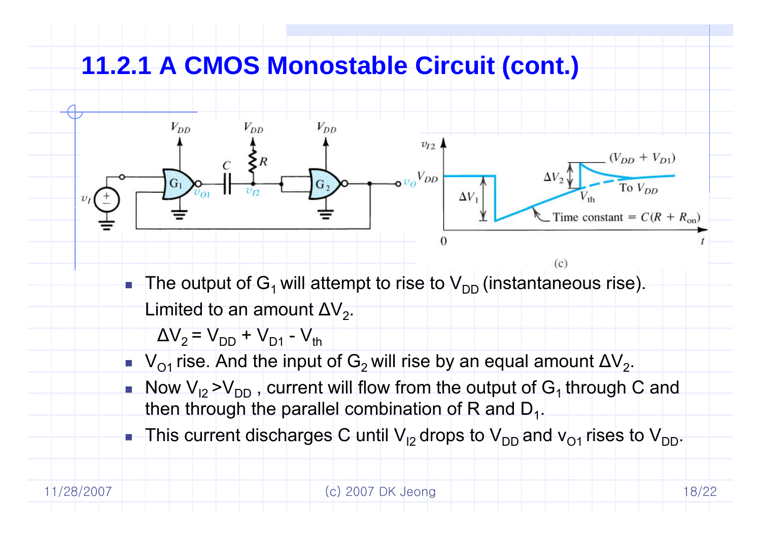# 11.2.1 A CMOS Monostable Circuit (cont.)

(c)

- The output of $G_1$ will attempt to rise to $V_{DD}$ (instantaneous rise). Limited to an amount $\Delta V_2$.

  $\Delta V_2 = V_{DD} + V_{D1} - V_{th}$
- $V_{O1}$ rise. And the input of $G_2$ will rise by an equal amount $\Delta V_2$.
- Now $V_{I2} > V_{DD}$ , current will flow from the output of $G_1$ through C and then through the parallel combination of R and $D_1$.
- This current discharges C until $V_{I2}$ drops to $V_{DD}$ and $v_{O1}$ rises to $V_{DD}$.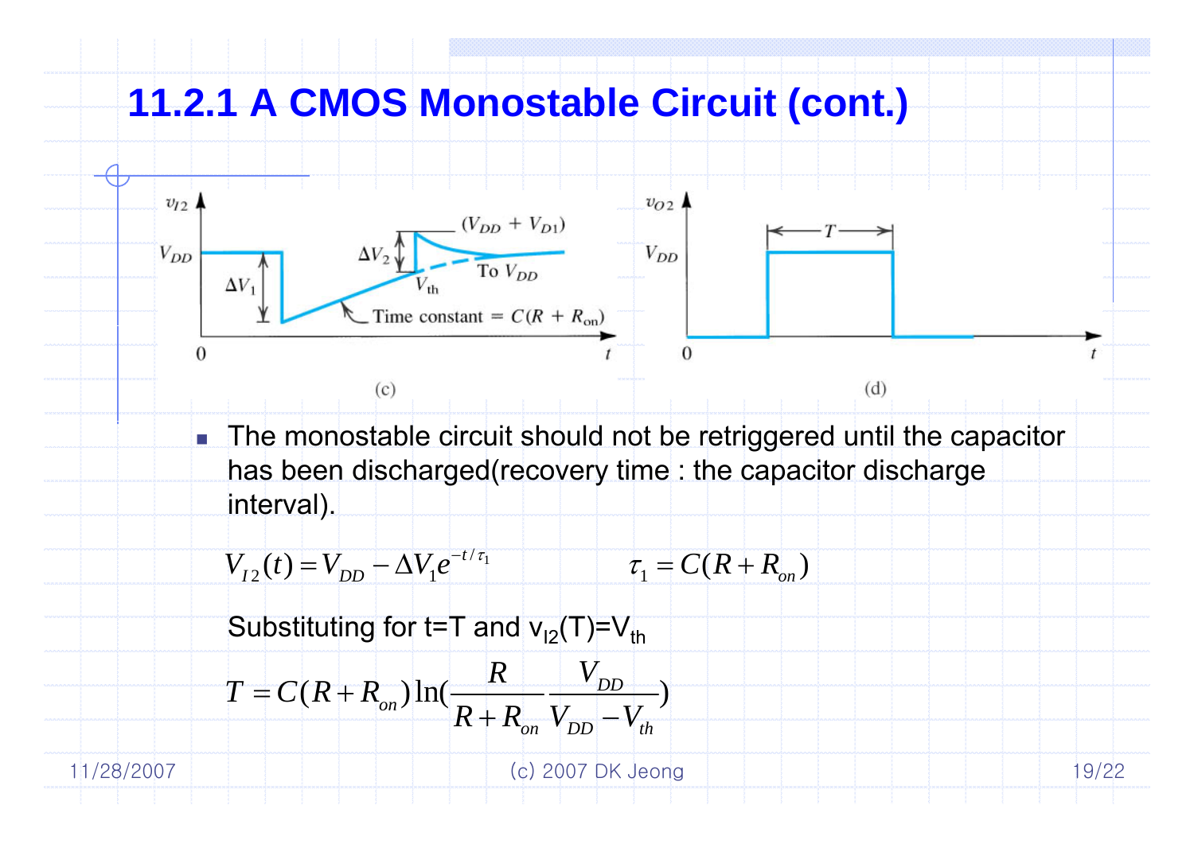# 11.2.1 A CMOS Monostable Circuit (cont.)

(c)

(d)

- The monostable circuit should not be retriggered until the capacitor has been discharged(recovery time : the capacitor discharge interval).

$$V_{I2}(t) = V_{DD} - \Delta V_1 e^{-t/\tau_1} \qquad \tau_1 = C(R + R_{on})$$

Substituting for t=T and $v_{I2}(T)=V_{th}$

$$T = C(R + R_{on}) \ln\left(\frac{R}{R + R_{on}} \frac{V_{DD}}{V_{DD} - V_{th}}\right)$$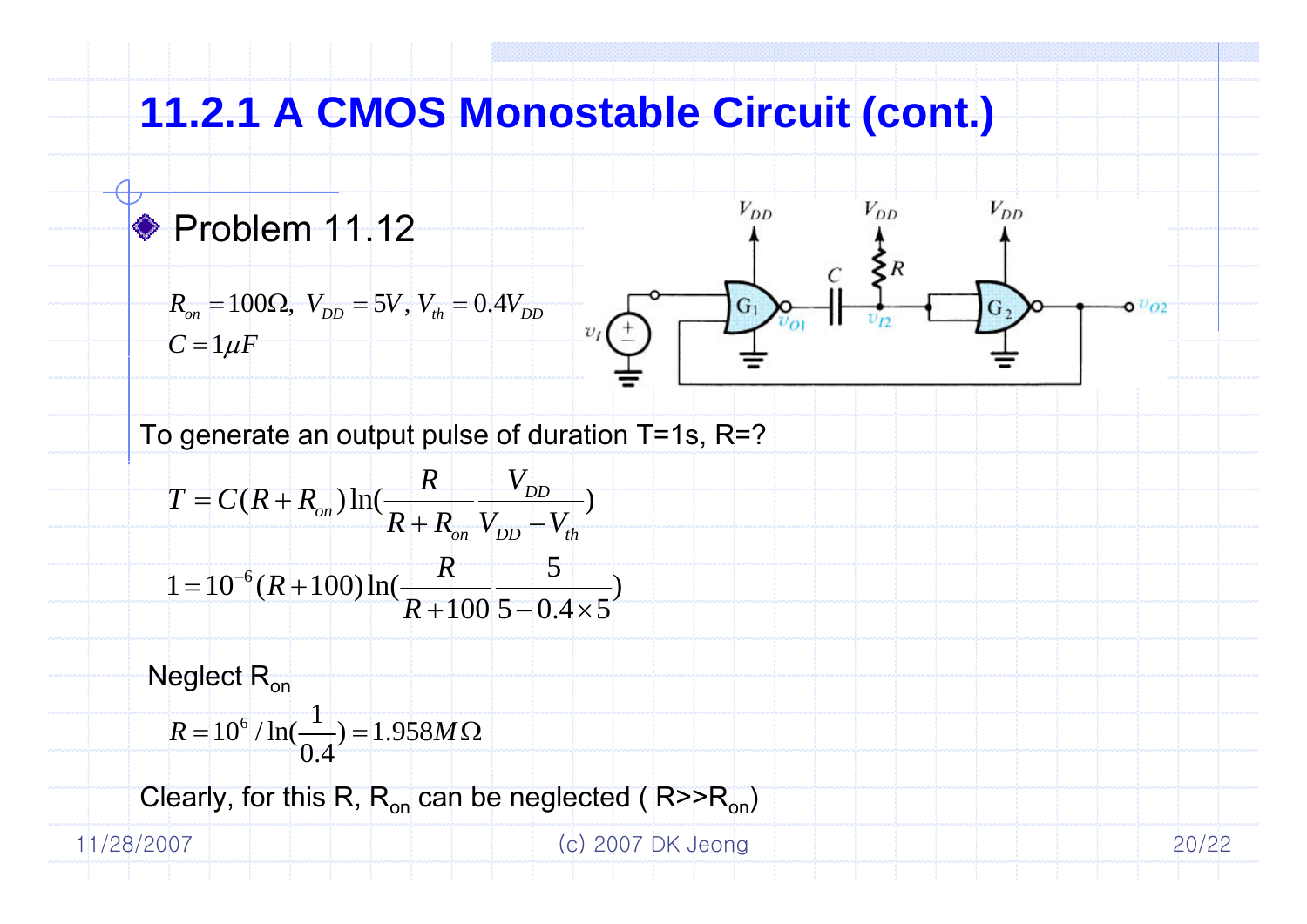# 11.2.1 A CMOS Monostable Circuit (cont.)

- Problem 11.12

$$R_{on} = 100\Omega,\ V_{DD} = 5V,\ V_{th} = 0.4V_{DD}$$
$$C = 1\mu F$$

To generate an output pulse of duration T=1s, R=?

$$T = C(R + R_{on})\ln\left(\frac{R}{R + R_{on}}\frac{V_{DD}}{V_{DD} - V_{th}}\right)$$

$$1 = 10^{-6}(R + 100)\ln\left(\frac{R}{R + 100}\frac{5}{5 - 0.4 \times 5}\right)$$

Neglect $R_{on}$

$$R = 10^{6} / \ln\left(\frac{1}{0.4}\right) = 1.958M\Omega$$

Clearly, for this R, $R_{on}$ can be neglected ( $R \gg R_{on}$)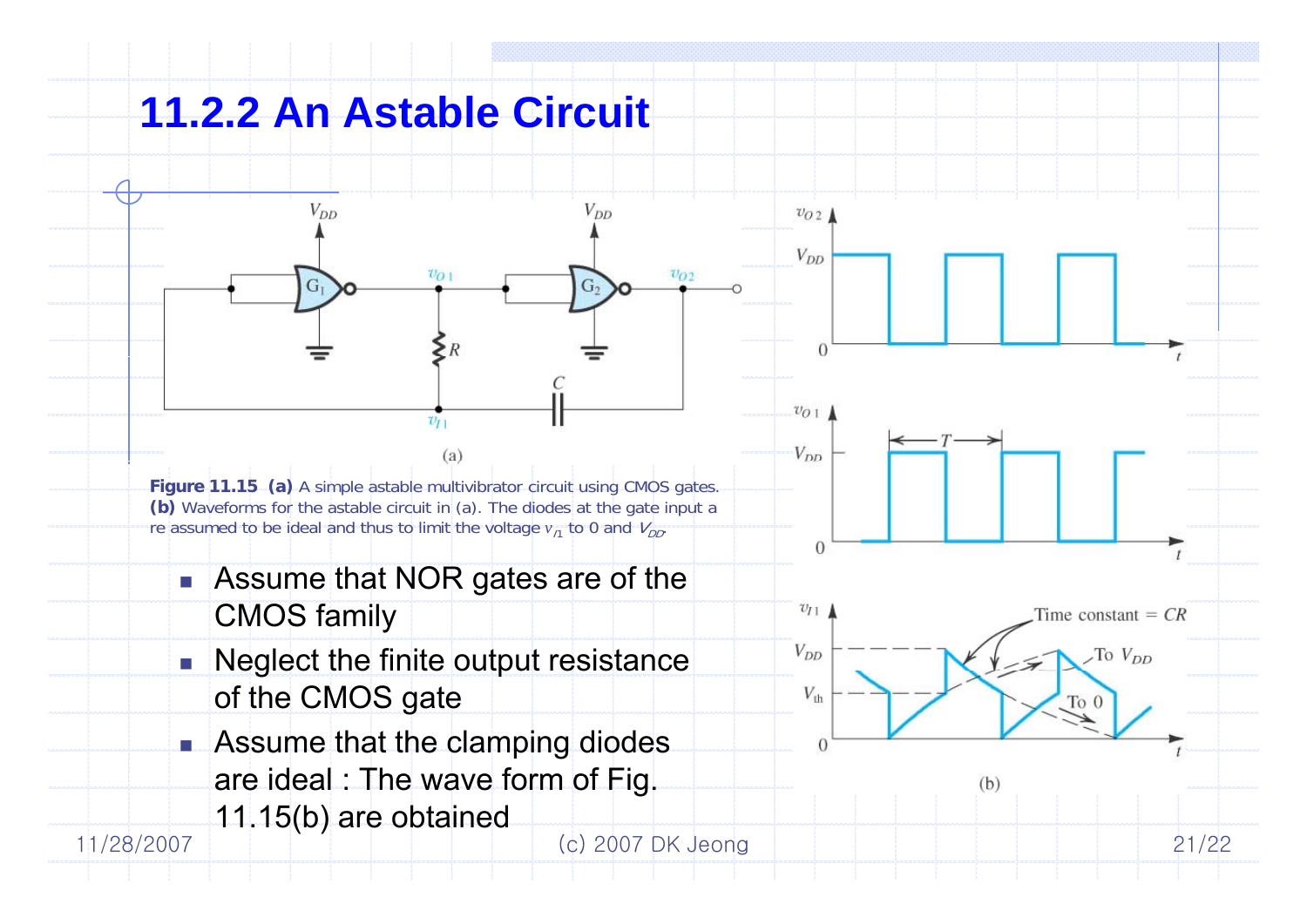# 11.2.2 An Astable Circuit

**Figure 11.15** **(a)** A simple astable multivibrator circuit using CMOS gates. **(b)** Waveforms for the astable circuit in (a). The diodes at the gate input are assumed to be ideal and thus to limit the voltage $v_{I1}$ to 0 and $V_{DD}$.

- Assume that NOR gates are of the CMOS family
- Neglect the finite output resistance of the CMOS gate
- Assume that the clamping diodes are ideal : The wave form of Fig. 11.15(b) are obtained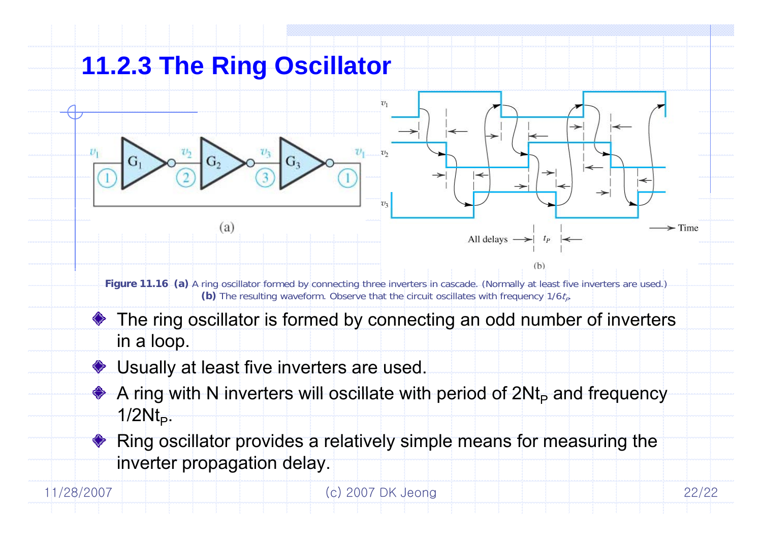# 11.2.3 The Ring Oscillator

$v_1$ $G_1$ $v_2$ $G_2$ $v_3$ $G_3$ $v_1$

1 2 3 1

(a)

$v_1$

$v_2$

$v_3$

Time

All delays $t_P$

(b)

**Figure 11.16** **(a)** A ring oscillator formed by connecting three inverters in cascade. (Normally at least five inverters are used.) **(b)** The resulting waveform. Observe that the circuit oscillates with frequency $1/6t_P$

- The ring oscillator is formed by connecting an odd number of inverters in a loop.
- Usually at least five inverters are used.
- A ring with N inverters will oscillate with period of $2Nt_P$ and frequency $1/2Nt_P$.
- Ring oscillator provides a relatively simple means for measuring the inverter propagation delay.